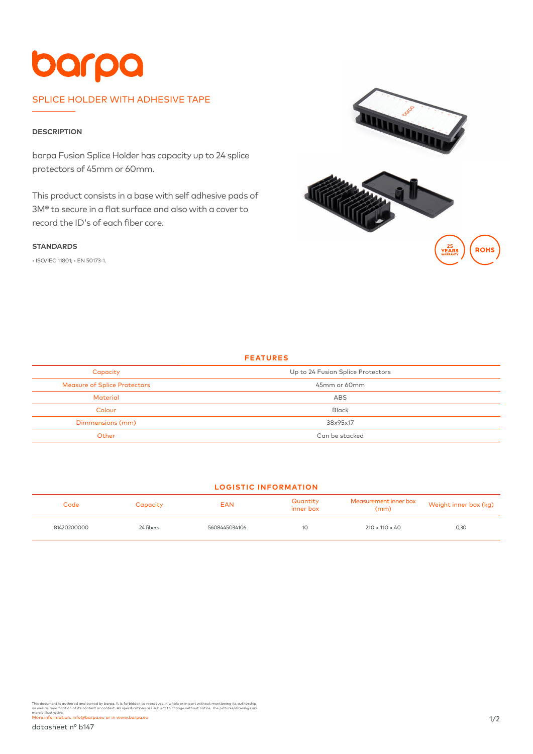# barpa

## SPLICE HOLDER WITH ADHESIVE TAPE

### DESCRIPTION

barpa Fusion Splice Holder has capacity up to 24 splice protectors of 45mm or 60mm.

This product consists in a base with self adhesive pads of 3M® to secure in a flat surface and also with a cover to record the ID's of each fiber core.

### STANDARDS

• ISO/IEC 11801; • EN 50173-1.

25 YEARS WARRANTY

ROHS

### FEATURES

| | |
|---|---|
| Capacity | Up to 24 Fusion Splice Protectors |
| Measure of Splice Protectors | 45mm or 60mm |
| Material | ABS |
| Colour | Black |
| Dimmensions (mm) | 38x95x17 |
| Other | Can be stacked |

### LOGISTIC INFORMATION

| Code | Capacity | EAN | Quantity inner box | Measurement inner box (mm) | Weight inner box (kg) |
|---|---|---|---|---|---|
| 81420200000 | 24 fibers | 5608445034106 | 10 | 210 x 110 x 40 | 0,30 |

This document is authored and owned by barpa. It is forbidden to reproduce in whole or in part without mentioning its authorship, as well as modification of its content or context. All specifications are subject to change without notice. The pictures/drawings are merely illustrative.
More information: info@barpa.eu or in www.barpa.eu

datasheet nº b147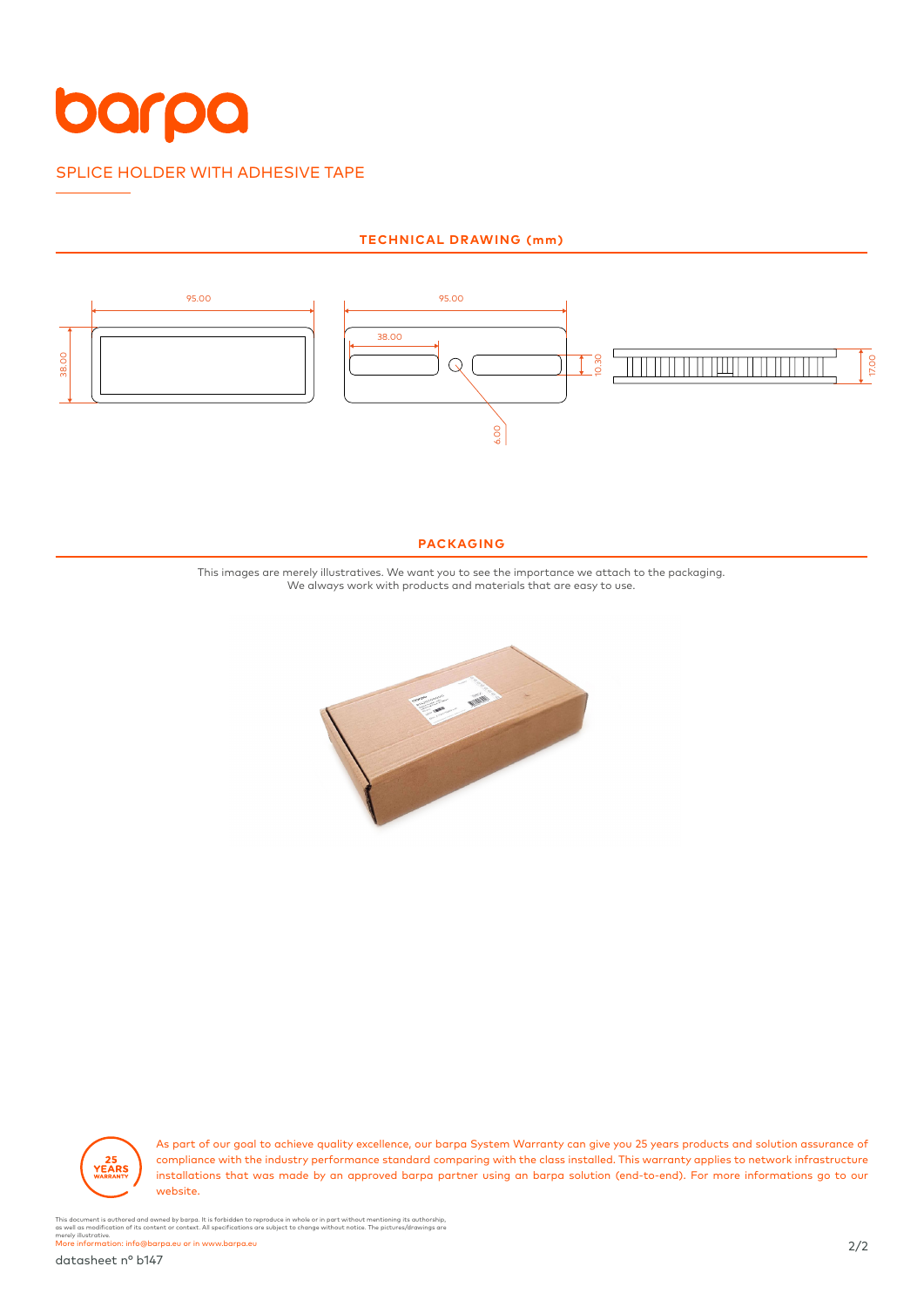# barpa

## SPLICE HOLDER WITH ADHESIVE TAPE

### TECHNICAL DRAWING (mm)

95.00
38.00
95.00
38.00
10.30
6.00
17.00

### PACKAGING

This images are merely illustratives. We want you to see the importance we attach to the packaging.
We always work with products and materials that are easy to use.

25 YEARS WARRANTY

As part of our goal to achieve quality excellence, our barpa System Warranty can give you 25 years products and solution assurance of compliance with the industry performance standard comparing with the class installed. This warranty applies to network infrastructure installations that was made by an approved barpa partner using an barpa solution (end-to-end). For more informations go to our website.

This document is authored and owned by barpa. It is forbidden to reproduce in whole or in part without mentioning its authorship, as well as modification of its content or context. All specifications are subject to change without notice. The pictures/drawings are merely illustrative.
More information: info@barpa.eu or in www.barpa.eu

datasheet nº b147